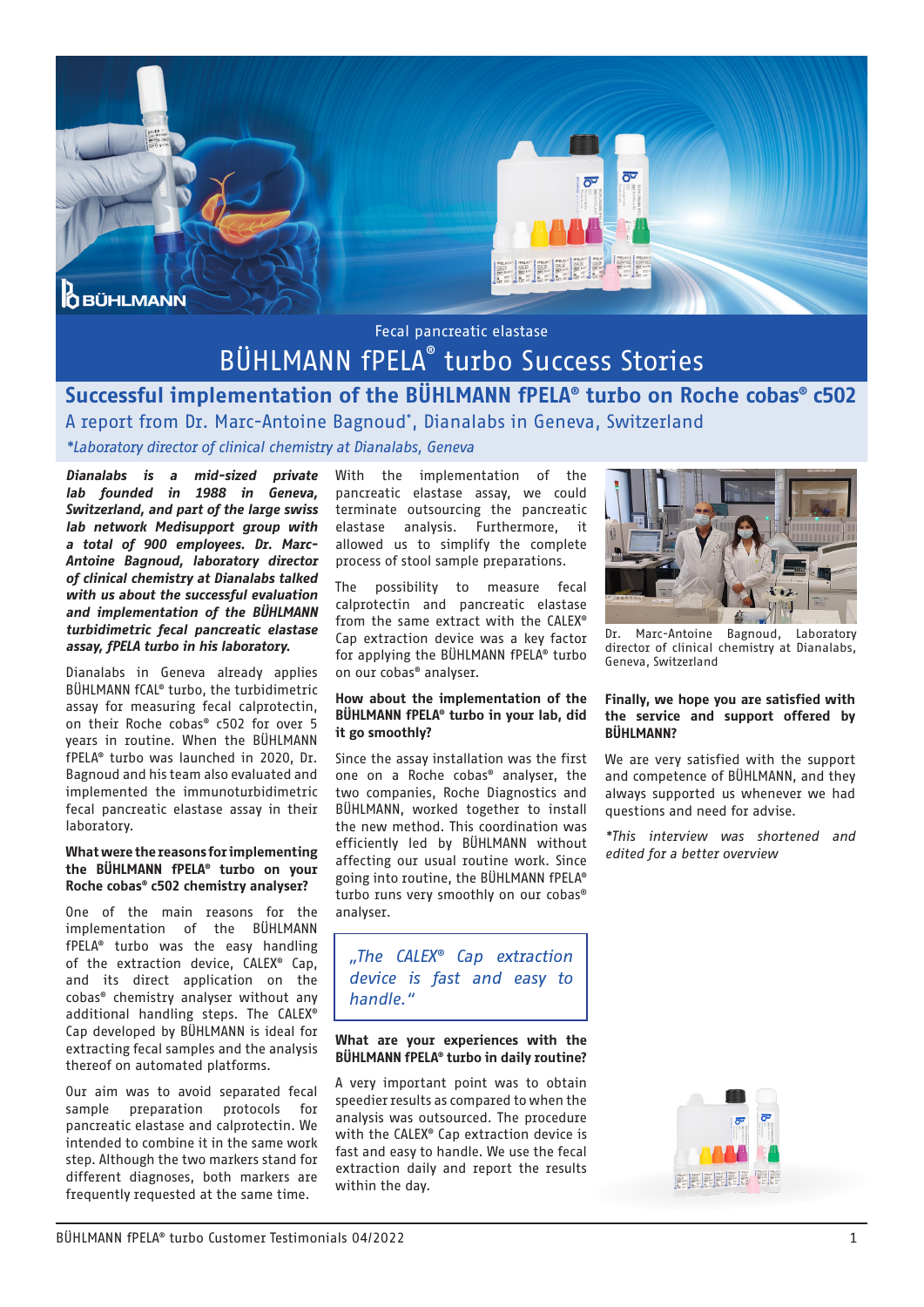Fecal pancreatic elastase

# BÜHLMANN fPELA® turbo Success Stories

## Successful implementation of the BÜHLMANN fPELA® turbo on Roche cobas® c502

A report from Dr. Marc-Antoine Bagnoud*, Dianalabs in Geneva, Switzerland

*\*Laboratory director of clinical chemistry at Dianalabs, Geneva*

***Dianalabs is a mid-sized private lab founded in 1988 in Geneva, Switzerland, and part of the large swiss lab network Medisupport group with a total of 900 employees. Dr. Marc-Antoine Bagnoud, laboratory director of clinical chemistry at Dianalabs talked with us about the successful evaluation and implementation of the BÜHLMANN turbidimetric fecal pancreatic elastase assay, fPELA turbo in his laboratory.***

Dianalabs in Geneva already applies BÜHLMANN fCAL® turbo, the turbidimetric assay for measuring fecal calprotectin, on their Roche cobas® c502 for over 5 years in routine. When the BÜHLMANN fPELA® turbo was launched in 2020, Dr. Bagnoud and his team also evaluated and implemented the immunoturbidimetric fecal pancreatic elastase assay in their laboratory.

**What were the reasons for implementing the BÜHLMANN fPELA® turbo on your Roche cobas® c502 chemistry analyser?**

One of the main reasons for the implementation of the BÜHLMANN fPELA® turbo was the easy handling of the extraction device, CALEX® Cap, and its direct application on the cobas® chemistry analyser without any additional handling steps. The CALEX® Cap developed by BÜHLMANN is ideal for extracting fecal samples and the analysis thereof on automated platforms.

Our aim was to avoid separated fecal sample preparation protocols for pancreatic elastase and calprotectin. We intended to combine it in the same work step. Although the two markers stand for different diagnoses, both markers are frequently requested at the same time.

With the implementation of the pancreatic elastase assay, we could terminate outsourcing the pancreatic elastase analysis. Furthermore, it allowed us to simplify the complete process of stool sample preparations.

The possibility to measure fecal calprotectin and pancreatic elastase from the same extract with the CALEX® Cap extraction device was a key factor for applying the BÜHLMANN fPELA® turbo on our cobas® analyser.

**How about the implementation of the BÜHLMANN fPELA® turbo in your lab, did it go smoothly?**

Since the assay installation was the first one on a Roche cobas® analyser, the two companies, Roche Diagnostics and BÜHLMANN, worked together to install the new method. This coordination was efficiently led by BÜHLMANN without affecting our usual routine work. Since going into routine, the BÜHLMANN fPELA® turbo runs very smoothly on our cobas® analyser.

> *„The CALEX® Cap extraction device is fast and easy to handle."*

**What are your experiences with the BÜHLMANN fPELA® turbo in daily routine?**

A very important point was to obtain speedier results as compared to when the analysis was outsourced. The procedure with the CALEX® Cap extraction device is fast and easy to handle. We use the fecal extraction daily and report the results within the day.

Dr. Marc-Antoine Bagnoud, Laboratory director of clinical chemistry at Dianalabs, Geneva, Switzerland

**Finally, we hope you are satisfied with the service and support offered by BÜHLMANN?**

We are very satisfied with the support and competence of BÜHLMANN, and they always supported us whenever we had questions and need for advise.

*\*This interview was shortened and edited for a better overview*

BÜHLMANN fPELA® turbo Customer Testimonials 04/2022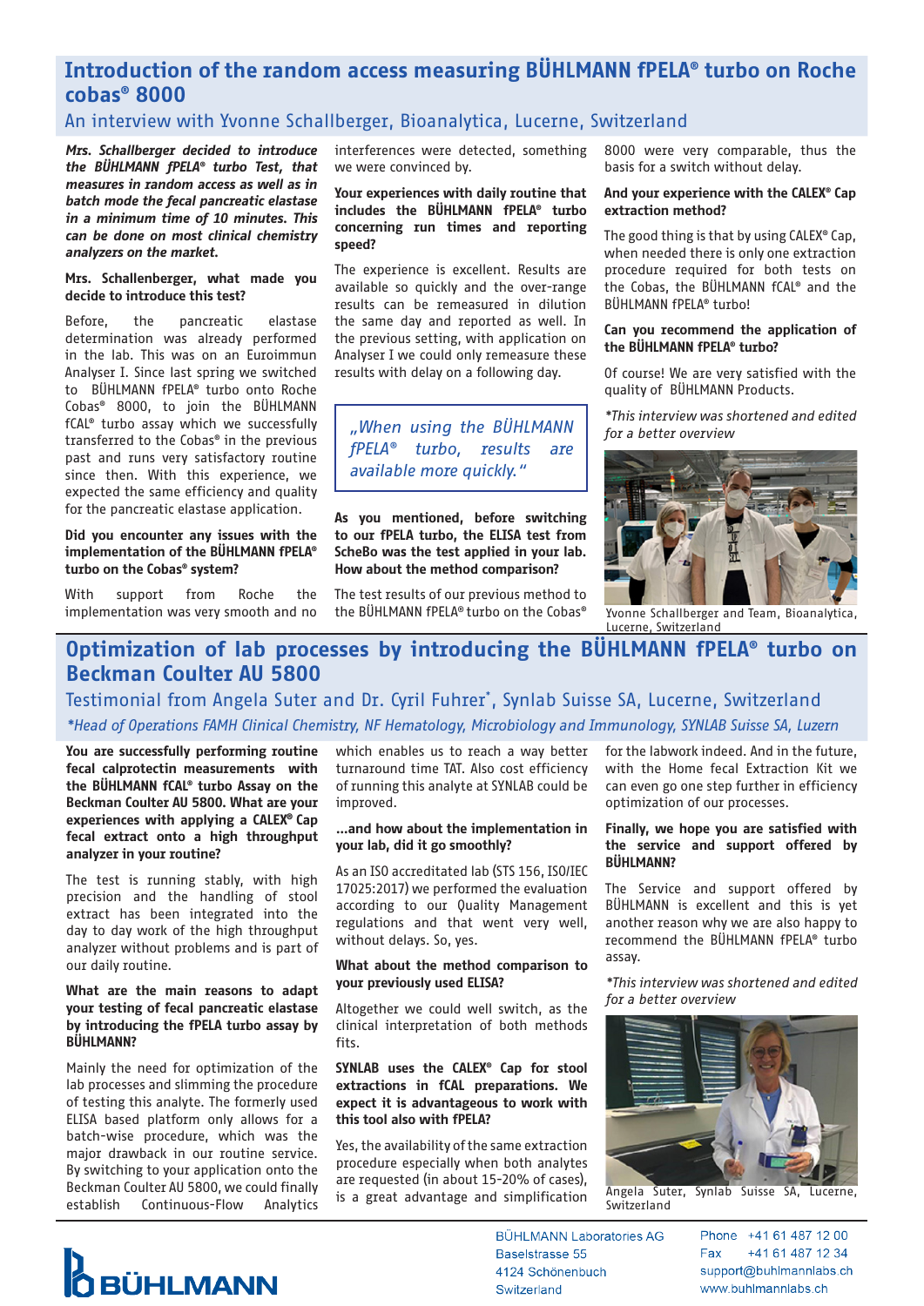# Introduction of the random access measuring BÜHLMANN fPELA® turbo on Roche cobas® 8000

## An interview with Yvonne Schallberger, Bioanalytica, Lucerne, Switzerland

***Mrs. Schallberger decided to introduce the BÜHLMANN fPELA® turbo Test, that measures in random access as well as in batch mode the fecal pancreatic elastase in a minimum time of 10 minutes. This can be done on most clinical chemistry analyzers on the market.***

**Mrs. Schallenberger, what made you decide to introduce this test?**

Before, the pancreatic elastase determination was already performed in the lab. This was on an Euroimmun Analyser I. Since last spring we switched to BÜHLMANN fPELA® turbo onto Roche Cobas® 8000, to join the BÜHLMANN fCAL® turbo assay which we successfully transferred to the Cobas® in the previous past and runs very satisfactory routine since then. With this experience, we expected the same efficiency and quality for the pancreatic elastase application.

**Did you encounter any issues with the implementation of the BÜHLMANN fPELA® turbo on the Cobas® system?**

With support from Roche the implementation was very smooth and no interferences were detected, something we were convinced by.

**Your experiences with daily routine that includes the BÜHLMANN fPELA® turbo concerning run times and reporting speed?**

The experience is excellent. Results are available so quickly and the over-range results can be remeasured in dilution the same day and reported as well. In the previous setting, with application on Analyser I we could only remeasure these results with delay on a following day.

> *„When using the BÜHLMANN fPELA® turbo, results are available more quickly."*

**As you mentioned, before switching to our fPELA turbo, the ELISA test from ScheBo was the test applied in your lab. How about the method comparison?**

The test results of our previous method to the BÜHLMANN fPELA® turbo on the Cobas® 8000 were very comparable, thus the basis for a switch without delay.

**And your experience with the CALEX® Cap extraction method?**

The good thing is that by using CALEX® Cap, when needed there is only one extraction procedure required for both tests on the Cobas, the BÜHLMANN fCAL® and the BÜHLMANN fPELA® turbo!

**Can you recommend the application of the BÜHLMANN fPELA® turbo?**

Of course! We are very satisfied with the quality of BÜHLMANN Products.

*\*This interview was shortened and edited for a better overview*

Yvonne Schallberger and Team, Bioanalytica, Lucerne, Switzerland

# Optimization of lab processes by introducing the BÜHLMANN fPELA® turbo on Beckman Coulter AU 5800

## Testimonial from Angela Suter and Dr. Cyril Fuhrer*, Synlab Suisse SA, Lucerne, Switzerland

*\*Head of Operations FAMH Clinical Chemistry, NF Hematology, Microbiology and Immunology, SYNLAB Suisse SA, Luzern*

**You are successfully performing routine fecal calprotectin measurements with the BÜHLMANN fCAL® turbo Assay on the Beckman Coulter AU 5800. What are your experiences with applying a CALEX® Cap fecal extract onto a high throughput analyzer in your routine?**

The test is running stably, with high precision and the handling of stool extract has been integrated into the day to day work of the high throughput analyzer without problems and is part of our daily routine.

**What are the main reasons to adapt your testing of fecal pancreatic elastase by introducing the fPELA turbo assay by BÜHLMANN?**

Mainly the need for optimization of the lab processes and slimming the procedure of testing this analyte. The formerly used ELISA based platform only allows for a batch-wise procedure, which was the major drawback in our routine service. By switching to your application onto the Beckman Coulter AU 5800, we could finally establish Continuous-Flow Analytics which enables us to reach a way better turnaround time TAT. Also cost efficiency of running this analyte at SYNLAB could be improved.

**...and how about the implementation in your lab, did it go smoothly?**

As an ISO accreditated lab (STS 156, ISO/IEC 17025:2017) we performed the evaluation according to our Quality Management regulations and that went very well, without delays. So, yes.

**What about the method comparison to your previously used ELISA?**

Altogether we could well switch, as the clinical interpretation of both methods fits.

**SYNLAB uses the CALEX® Cap for stool extractions in fCAL preparations. We expect it is advantageous to work with this tool also with fPELA?**

Yes, the availability of the same extraction procedure especially when both analytes are requested (in about 15-20% of cases), is a great advantage and simplification for the labwork indeed. And in the future, with the Home fecal Extraction Kit we can even go one step further in efficiency optimization of our processes.

**Finally, we hope you are satisfied with the service and support offered by BÜHLMANN?**

The Service and support offered by BÜHLMANN is excellent and this is yet another reason why we are also happy to recommend the BÜHLMANN fPELA® turbo assay.

*\*This interview was shortened and edited for a better overview*

Angela Suter, Synlab Suisse SA, Lucerne, Switzerland

BÜHLMANN

BÜHLMANN Laboratories AG
Baselstrasse 55
4124 Schönenbuch
Switzerland

Phone +41 61 487 12 00
Fax +41 61 487 12 34
support@buhlmannlabs.ch
www.buhlmannlabs.ch